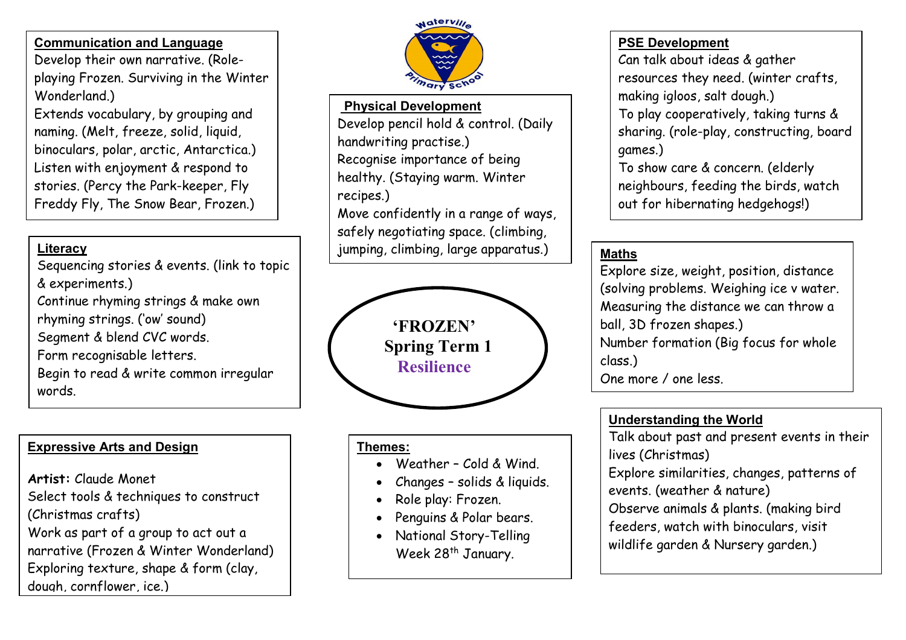# 'FROZEN'
## Spring Term 1
### Resilience

## Communication and Language

Develop their own narrative. (Role-playing Frozen. Surviving in the Winter Wonderland.)
Extends vocabulary, by grouping and naming. (Melt, freeze, solid, liquid, binoculars, polar, arctic, Antarctica.)
Listen with enjoyment & respond to stories. (Percy the Park-keeper, Fly Freddy Fly, The Snow Bear, Frozen.)

## Literacy

Sequencing stories & events. (link to topic & experiments.)
Continue rhyming strings & make own rhyming strings. ('ow' sound)
Segment & blend CVC words.
Form recognisable letters.
Begin to read & write common irregular words.

## Expressive Arts and Design

**Artist:** Claude Monet
Select tools & techniques to construct (Christmas crafts)
Work as part of a group to act out a narrative (Frozen & Winter Wonderland)
Exploring texture, shape & form (clay, dough, cornflower, ice.)

## Physical Development

Develop pencil hold & control. (Daily handwriting practise.)
Recognise importance of being healthy. (Staying warm. Winter recipes.)
Move confidently in a range of ways, safely negotiating space. (climbing, jumping, climbing, large apparatus.)

## Themes:

- Weather – Cold & Wind.
- Changes – solids & liquids.
- Role play: Frozen.
- Penguins & Polar bears.
- National Story-Telling Week 28th January.

## PSE Development

Can talk about ideas & gather resources they need. (winter crafts, making igloos, salt dough.)
To play cooperatively, taking turns & sharing. (role-play, constructing, board games.)
To show care & concern. (elderly neighbours, feeding the birds, watch out for hibernating hedgehogs!)

## Maths

Explore size, weight, position, distance (solving problems. Weighing ice v water. Measuring the distance we can throw a ball, 3D frozen shapes.)
Number formation (Big focus for whole class.)
One more / one less.

## Understanding the World

Talk about past and present events in their lives (Christmas)
Explore similarities, changes, patterns of events. (weather & nature)
Observe animals & plants. (making bird feeders, watch with binoculars, visit wildlife garden & Nursery garden.)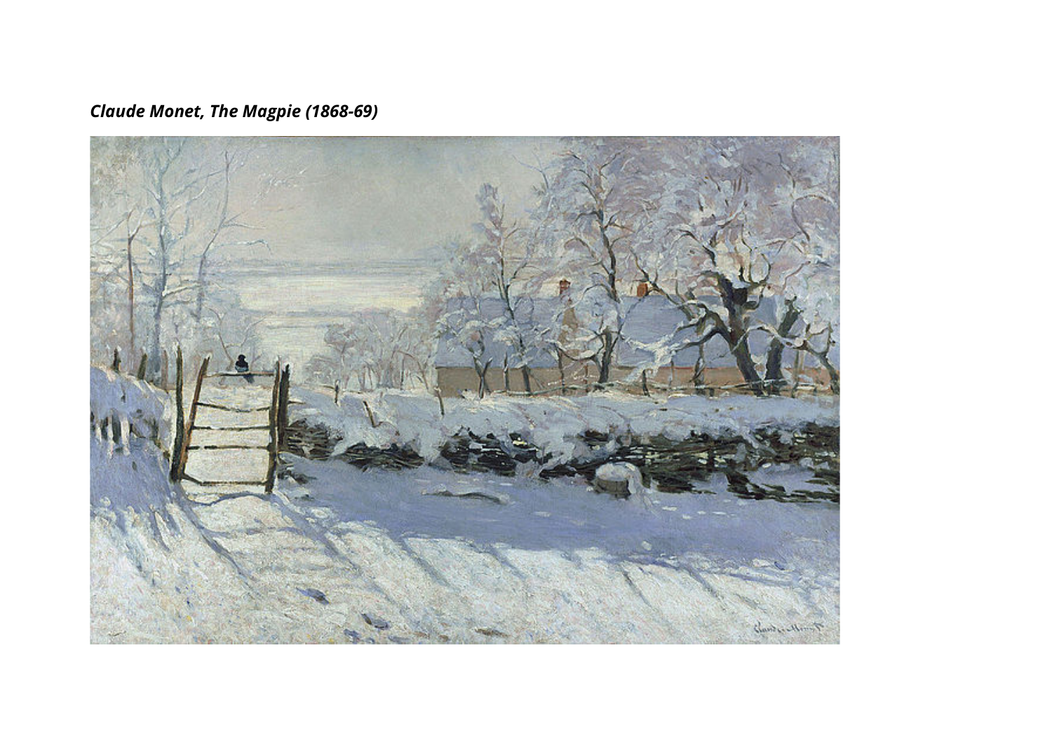***Claude Monet, The Magpie (1868-69)***